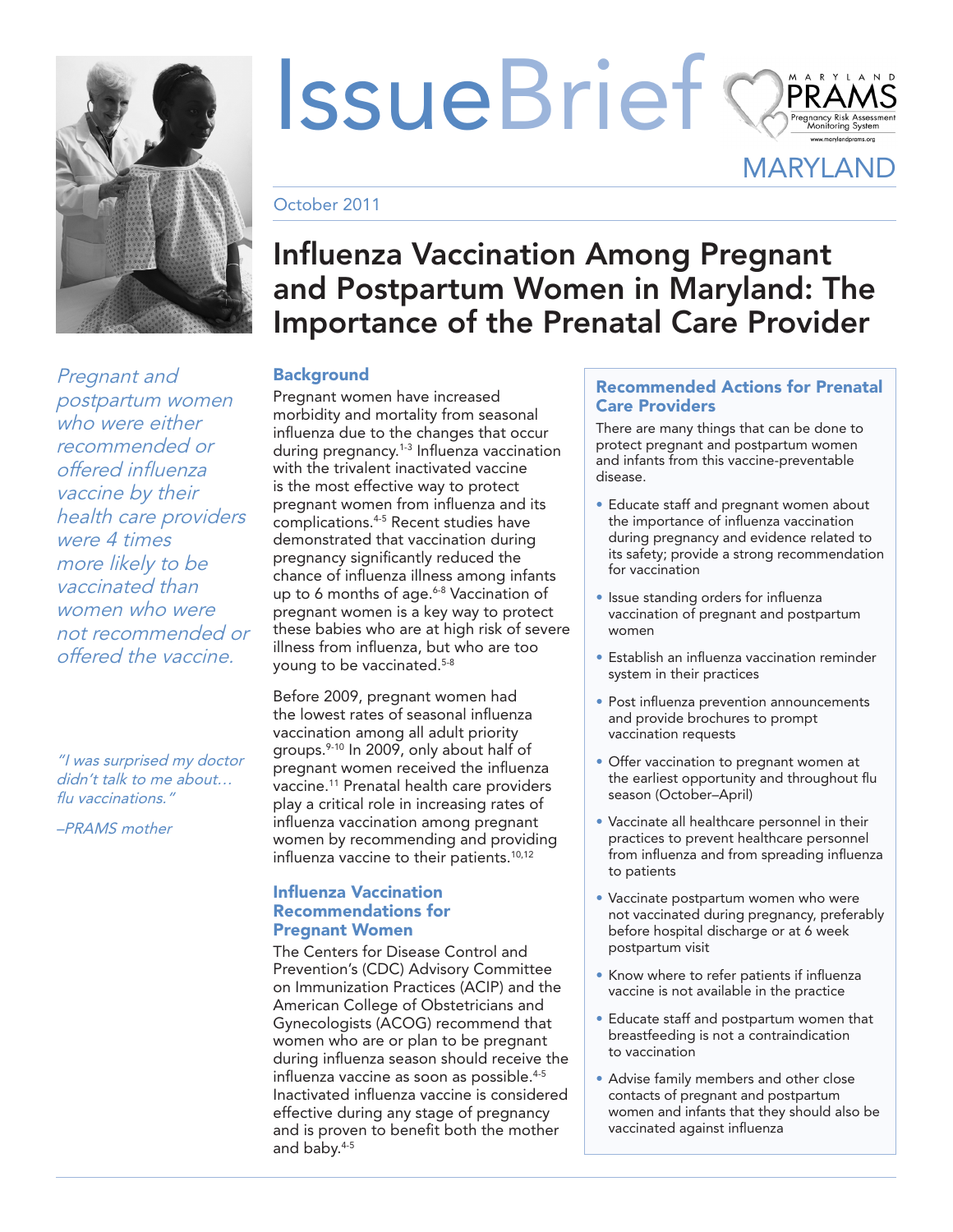# IssueBrief

MARYLAND PRAMS — Pregnancy Risk Assessment Monitoring System
www.marylandprams.org

MARYLAND

October 2011

# Influenza Vaccination Among Pregnant and Postpartum Women in Maryland: The Importance of the Prenatal Care Provider

*Pregnant and postpartum women who were either recommended or offered influenza vaccine by their health care providers were 4 times more likely to be vaccinated than women who were not recommended or offered the vaccine.*

*"I was surprised my doctor didn't talk to me about… flu vaccinations."*

*–PRAMS mother*

## Background

Pregnant women have increased morbidity and mortality from seasonal influenza due to the changes that occur during pregnancy.[1-3] Influenza vaccination with the trivalent inactivated vaccine is the most effective way to protect pregnant women from influenza and its complications.[4-5] Recent studies have demonstrated that vaccination during pregnancy significantly reduced the chance of influenza illness among infants up to 6 months of age.[6-8] Vaccination of pregnant women is a key way to protect these babies who are at high risk of severe illness from influenza, but who are too young to be vaccinated.[5-8]

Before 2009, pregnant women had the lowest rates of seasonal influenza vaccination among all adult priority groups.[9-10] In 2009, only about half of pregnant women received the influenza vaccine.[11] Prenatal health care providers play a critical role in increasing rates of influenza vaccination among pregnant women by recommending and providing influenza vaccine to their patients.[10,12]

## Influenza Vaccination Recommendations for Pregnant Women

The Centers for Disease Control and Prevention's (CDC) Advisory Committee on Immunization Practices (ACIP) and the American College of Obstetricians and Gynecologists (ACOG) recommend that women who are or plan to be pregnant during influenza season should receive the influenza vaccine as soon as possible.[4-5] Inactivated influenza vaccine is considered effective during any stage of pregnancy and is proven to benefit both the mother and baby.[4-5]

## Recommended Actions for Prenatal Care Providers

There are many things that can be done to protect pregnant and postpartum women and infants from this vaccine-preventable disease.

- Educate staff and pregnant women about the importance of influenza vaccination during pregnancy and evidence related to its safety; provide a strong recommendation for vaccination
- Issue standing orders for influenza vaccination of pregnant and postpartum women
- Establish an influenza vaccination reminder system in their practices
- Post influenza prevention announcements and provide brochures to prompt vaccination requests
- Offer vaccination to pregnant women at the earliest opportunity and throughout flu season (October–April)
- Vaccinate all healthcare personnel in their practices to prevent healthcare personnel from influenza and from spreading influenza to patients
- Vaccinate postpartum women who were not vaccinated during pregnancy, preferably before hospital discharge or at 6 week postpartum visit
- Know where to refer patients if influenza vaccine is not available in the practice
- Educate staff and postpartum women that breastfeeding is not a contraindication to vaccination
- Advise family members and other close contacts of pregnant and postpartum women and infants that they should also be vaccinated against influenza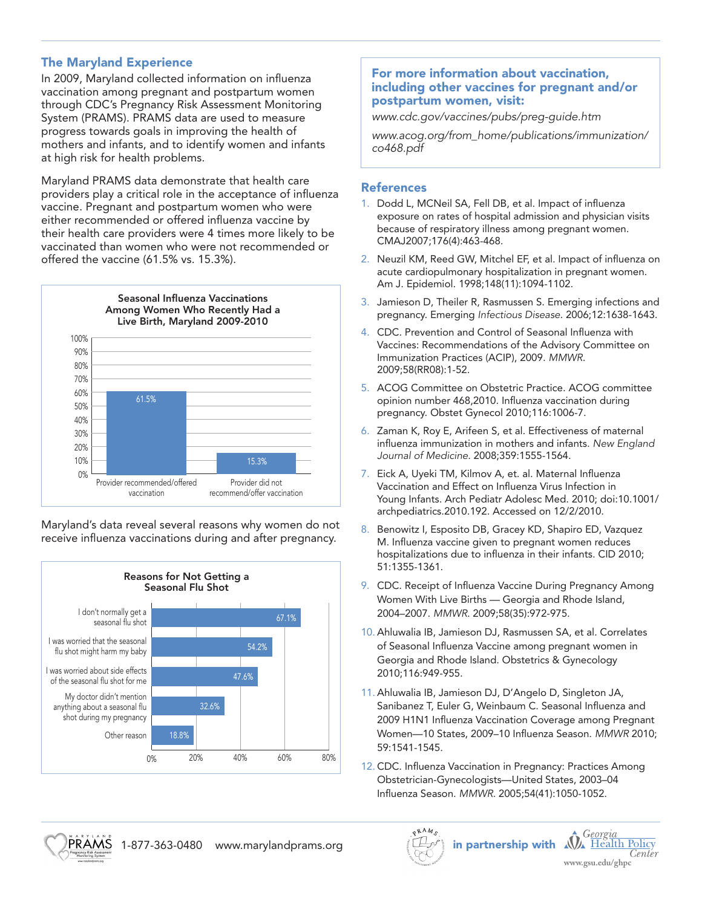## The Maryland Experience

In 2009, Maryland collected information on influenza vaccination among pregnant and postpartum women through CDC's Pregnancy Risk Assessment Monitoring System (PRAMS). PRAMS data are used to measure progress towards goals in improving the health of mothers and infants, and to identify women and infants at high risk for health problems.

Maryland PRAMS data demonstrate that health care providers play a critical role in the acceptance of influenza vaccine. Pregnant and postpartum women who were either recommended or offered influenza vaccine by their health care providers were 4 times more likely to be vaccinated than women who were not recommended or offered the vaccine (61.5% vs. 15.3%).

Seasonal Influenza Vaccinations Among Women Who Recently Had a Live Birth, Maryland 2009-2010

100%
90%
80%
70%
60%
50%
40%
30%
20%
10%
0%

61.5%
Provider recommended/offered vaccination

15.3%
Provider did not recommend/offer vaccination

Maryland's data reveal several reasons why women do not receive influenza vaccinations during and after pregnancy.

Reasons for Not Getting a Seasonal Flu Shot

I don't normally get a seasonal flu shot
67.1%

I was worried that the seasonal flu shot might harm my baby
54.2%

I was worried about side effects of the seasonal flu shot for me
47.6%

My doctor didn't mention anything about a seasonal flu shot during my pregnancy
32.6%

Other reason
18.8%

0%
20%
40%
60%
80%

### For more information about vaccination, including other vaccines for pregnant and/or postpartum women, visit:

*www.cdc.gov/vaccines/pubs/preg-guide.htm*

*www.acog.org/from_home/publications/immunization/co468.pdf*

## References

1. Dodd L, MCNeil SA, Fell DB, et al. Impact of influenza exposure on rates of hospital admission and physician visits because of respiratory illness among pregnant women. CMAJ2007;176(4):463-468.
2. Neuzil KM, Reed GW, Mitchel EF, et al. Impact of influenza on acute cardiopulmonary hospitalization in pregnant women. Am J. Epidemiol. 1998;148(11):1094-1102.
3. Jamieson D, Theiler R, Rasmussen S. Emerging infections and pregnancy. Emerging *Infectious Disease*. 2006;12:1638-1643.
4. CDC. Prevention and Control of Seasonal Influenza with Vaccines: Recommendations of the Advisory Committee on Immunization Practices (ACIP), 2009. *MMWR.* 2009;58(RR08):1-52.
5. ACOG Committee on Obstetric Practice. ACOG committee opinion number 468,2010. Influenza vaccination during pregnancy. Obstet Gynecol 2010;116:1006-7.
6. Zaman K, Roy E, Arifeen S, et al. Effectiveness of maternal influenza immunization in mothers and infants. *New England Journal of Medicine*. 2008;359:1555-1564.
7. Eick A, Uyeki TM, Kilmov A, et. al. Maternal Influenza Vaccination and Effect on Influenza Virus Infection in Young Infants. Arch Pediatr Adolesc Med. 2010; doi:10.1001/archpediatrics.2010.192. Accessed on 12/2/2010.
8. Benowitz I, Esposito DB, Gracey KD, Shapiro ED, Vazquez M. Influenza vaccine given to pregnant women reduces hospitalizations due to influenza in their infants. CID 2010; 51:1355-1361.
9. CDC. Receipt of Influenza Vaccine During Pregnancy Among Women With Live Births — Georgia and Rhode Island, 2004–2007. *MMWR.* 2009;58(35):972-975.
10. Ahluwalia IB, Jamieson DJ, Rasmussen SA, et al. Correlates of Seasonal Influenza Vaccine among pregnant women in Georgia and Rhode Island. Obstetrics & Gynecology 2010;116:949-955.
11. Ahluwalia IB, Jamieson DJ, D'Angelo D, Singleton JA, Sanibanez T, Euler G, Weinbaum C. Seasonal Influenza and 2009 H1N1 Influenza Vaccination Coverage among Pregnant Women—10 States, 2009–10 Influenza Season. *MMWR* 2010; 59:1541-1545.
12. CDC. Influenza Vaccination in Pregnancy: Practices Among Obstetrician-Gynecologists—United States, 2003–04 Influenza Season. *MMWR.* 2005;54(41):1050-1052.

1-877-363-0480 www.marylandprams.org

**in partnership with** Georgia Health Policy Center www.gsu.edu/ghpc